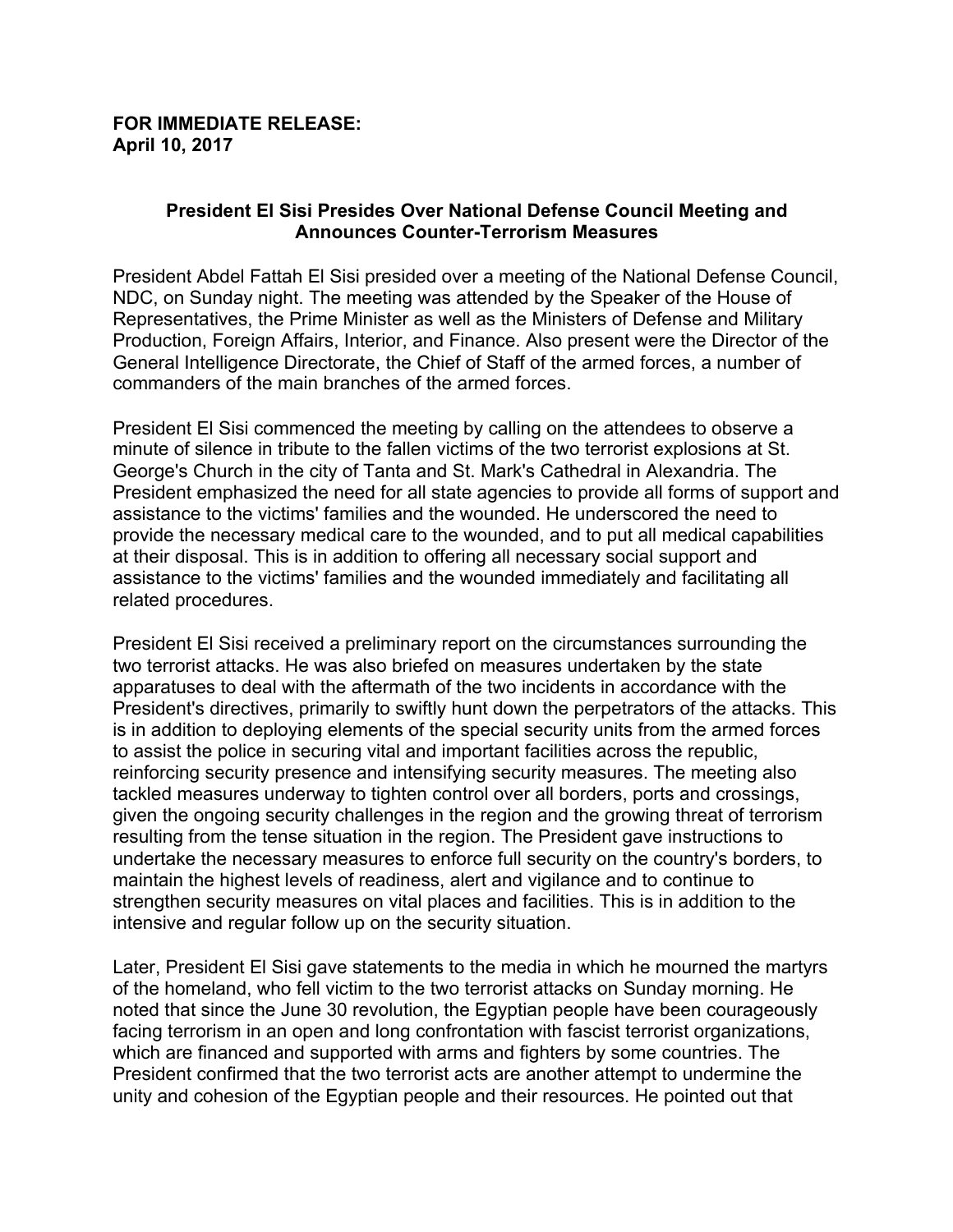**FOR IMMEDIATE RELEASE:**
**April 10, 2017**

## President El Sisi Presides Over National Defense Council Meeting and Announces Counter-Terrorism Measures

President Abdel Fattah El Sisi presided over a meeting of the National Defense Council, NDC, on Sunday night. The meeting was attended by the Speaker of the House of Representatives, the Prime Minister as well as the Ministers of Defense and Military Production, Foreign Affairs, Interior, and Finance. Also present were the Director of the General Intelligence Directorate, the Chief of Staff of the armed forces, a number of commanders of the main branches of the armed forces.

President El Sisi commenced the meeting by calling on the attendees to observe a minute of silence in tribute to the fallen victims of the two terrorist explosions at St. George's Church in the city of Tanta and St. Mark's Cathedral in Alexandria. The President emphasized the need for all state agencies to provide all forms of support and assistance to the victims' families and the wounded. He underscored the need to provide the necessary medical care to the wounded, and to put all medical capabilities at their disposal. This is in addition to offering all necessary social support and assistance to the victims' families and the wounded immediately and facilitating all related procedures.

President El Sisi received a preliminary report on the circumstances surrounding the two terrorist attacks. He was also briefed on measures undertaken by the state apparatuses to deal with the aftermath of the two incidents in accordance with the President's directives, primarily to swiftly hunt down the perpetrators of the attacks. This is in addition to deploying elements of the special security units from the armed forces to assist the police in securing vital and important facilities across the republic, reinforcing security presence and intensifying security measures. The meeting also tackled measures underway to tighten control over all borders, ports and crossings, given the ongoing security challenges in the region and the growing threat of terrorism resulting from the tense situation in the region. The President gave instructions to undertake the necessary measures to enforce full security on the country's borders, to maintain the highest levels of readiness, alert and vigilance and to continue to strengthen security measures on vital places and facilities. This is in addition to the intensive and regular follow up on the security situation.

Later, President El Sisi gave statements to the media in which he mourned the martyrs of the homeland, who fell victim to the two terrorist attacks on Sunday morning. He noted that since the June 30 revolution, the Egyptian people have been courageously facing terrorism in an open and long confrontation with fascist terrorist organizations, which are financed and supported with arms and fighters by some countries. The President confirmed that the two terrorist acts are another attempt to undermine the unity and cohesion of the Egyptian people and their resources. He pointed out that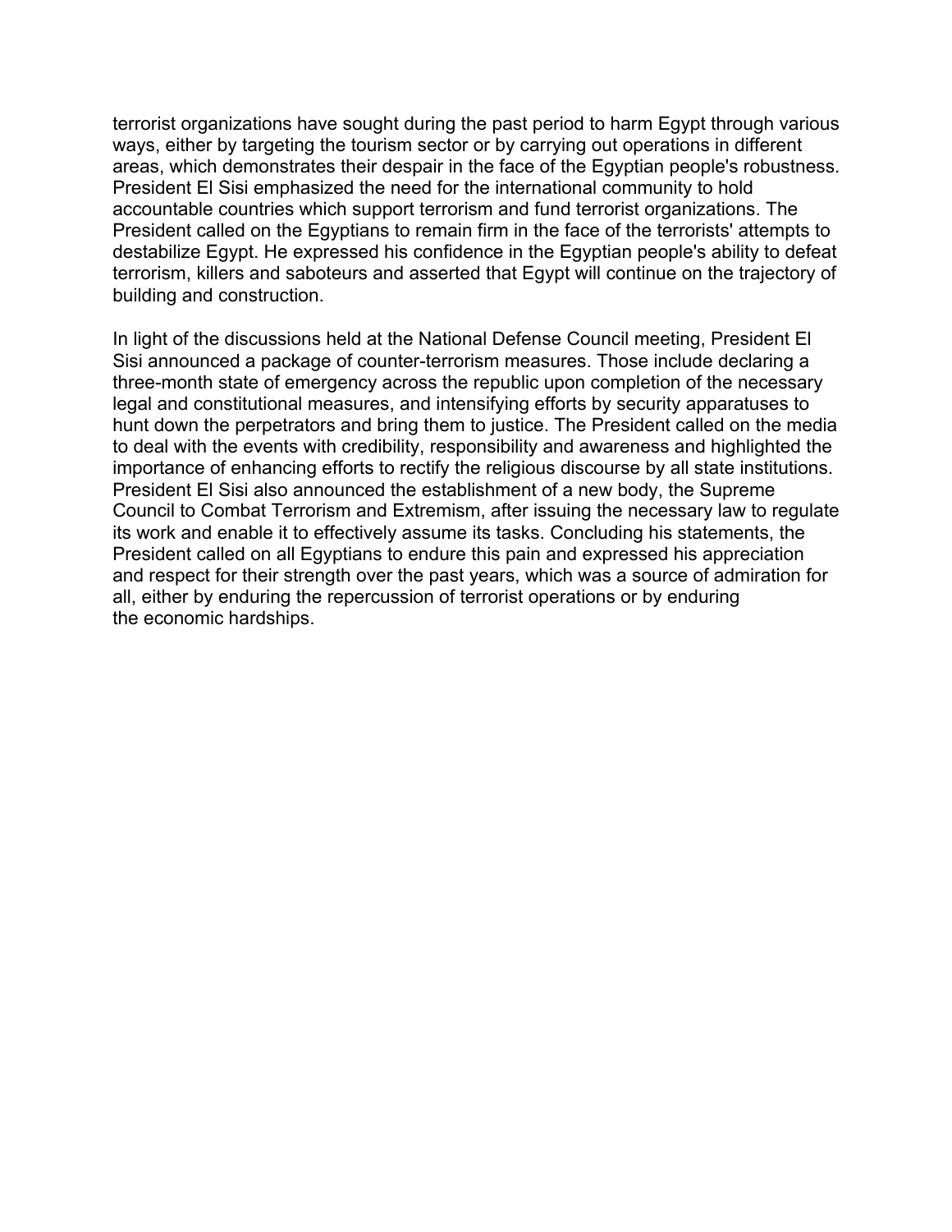terrorist organizations have sought during the past period to harm Egypt through various ways, either by targeting the tourism sector or by carrying out operations in different areas, which demonstrates their despair in the face of the Egyptian people's robustness. President El Sisi emphasized the need for the international community to hold accountable countries which support terrorism and fund terrorist organizations. The President called on the Egyptians to remain firm in the face of the terrorists' attempts to destabilize Egypt. He expressed his confidence in the Egyptian people's ability to defeat terrorism, killers and saboteurs and asserted that Egypt will continue on the trajectory of building and construction.

In light of the discussions held at the National Defense Council meeting, President El Sisi announced a package of counter-terrorism measures. Those include declaring a three-month state of emergency across the republic upon completion of the necessary legal and constitutional measures, and intensifying efforts by security apparatuses to hunt down the perpetrators and bring them to justice. The President called on the media to deal with the events with credibility, responsibility and awareness and highlighted the importance of enhancing efforts to rectify the religious discourse by all state institutions. President El Sisi also announced the establishment of a new body, the Supreme Council to Combat Terrorism and Extremism, after issuing the necessary law to regulate its work and enable it to effectively assume its tasks. Concluding his statements, the President called on all Egyptians to endure this pain and expressed his appreciation and respect for their strength over the past years, which was a source of admiration for all, either by enduring the repercussion of terrorist operations or by enduring the economic hardships.